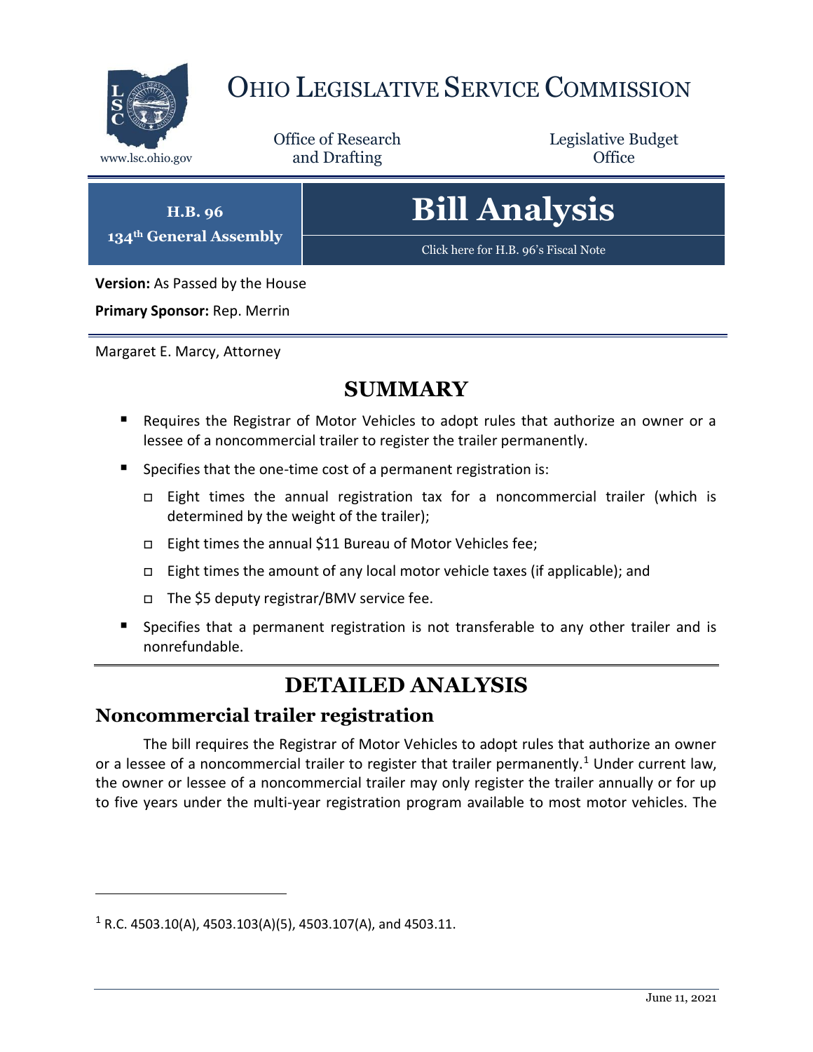# Ohio Legislative Service Commission

www.lsc.ohio.gov

Office of Research and Drafting

Legislative Budget Office

**H.B. 96**
**134th General Assembly**

# Bill Analysis

Click here for H.B. 96's Fiscal Note

**Version:** As Passed by the House

**Primary Sponsor:** Rep. Merrin

Margaret E. Marcy, Attorney

## SUMMARY

- Requires the Registrar of Motor Vehicles to adopt rules that authorize an owner or a lessee of a noncommercial trailer to register the trailer permanently.
- Specifies that the one-time cost of a permanent registration is:
  - Eight times the annual registration tax for a noncommercial trailer (which is determined by the weight of the trailer);
  - Eight times the annual $11 Bureau of Motor Vehicles fee;
  - Eight times the amount of any local motor vehicle taxes (if applicable); and
  - The $5 deputy registrar/BMV service fee.
- Specifies that a permanent registration is not transferable to any other trailer and is nonrefundable.

## DETAILED ANALYSIS

### Noncommercial trailer registration

The bill requires the Registrar of Motor Vehicles to adopt rules that authorize an owner or a lessee of a noncommercial trailer to register that trailer permanently.[1] Under current law, the owner or lessee of a noncommercial trailer may only register the trailer annually or for up to five years under the multi-year registration program available to most motor vehicles. The

[1] R.C. 4503.10(A), 4503.103(A)(5), 4503.107(A), and 4503.11.

June 11, 2021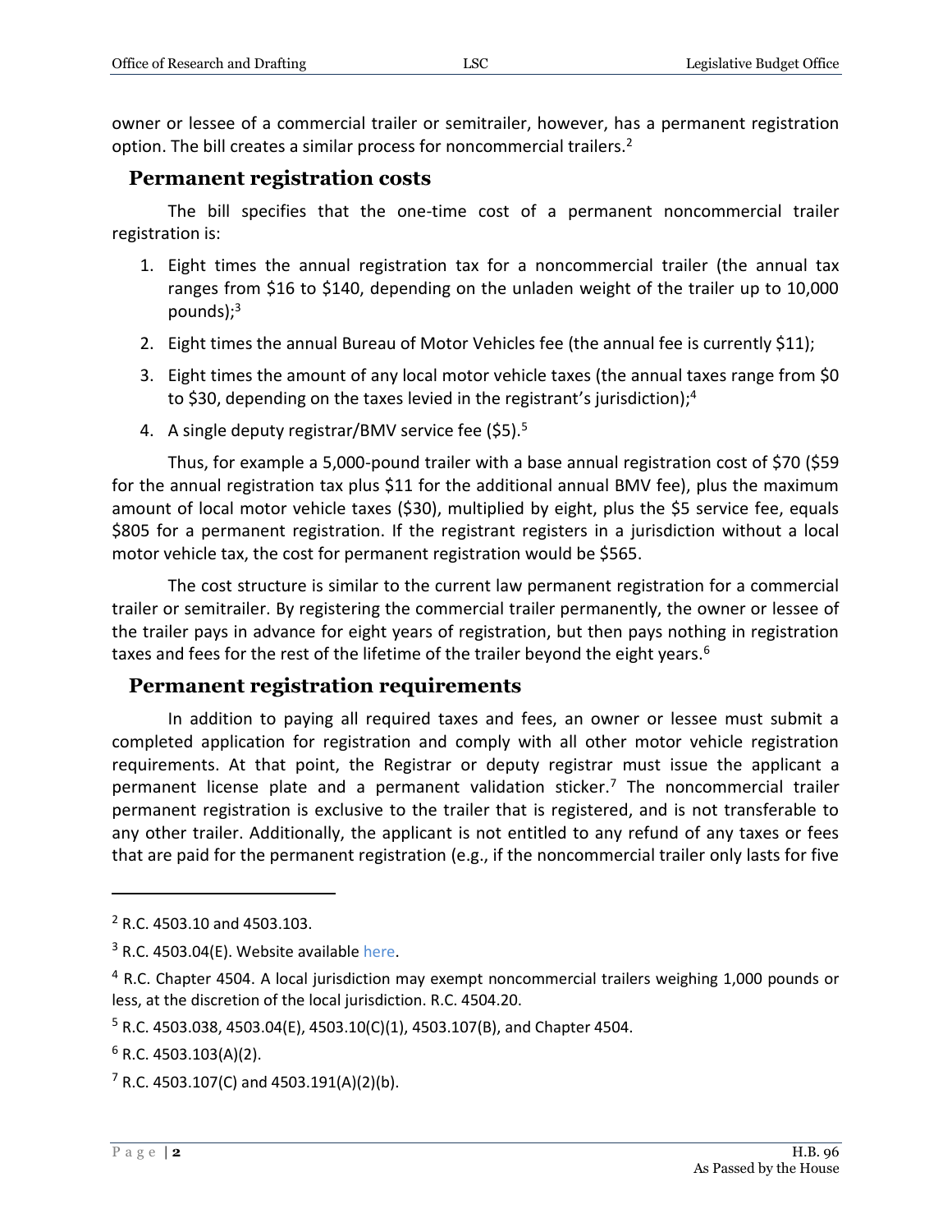owner or lessee of a commercial trailer or semitrailer, however, has a permanent registration option. The bill creates a similar process for noncommercial trailers.[2]

## Permanent registration costs

The bill specifies that the one-time cost of a permanent noncommercial trailer registration is:

1. Eight times the annual registration tax for a noncommercial trailer (the annual tax ranges from $16 to $140, depending on the unladen weight of the trailer up to 10,000 pounds);[3]
2. Eight times the annual Bureau of Motor Vehicles fee (the annual fee is currently $11);
3. Eight times the amount of any local motor vehicle taxes (the annual taxes range from $0 to $30, depending on the taxes levied in the registrant's jurisdiction);[4]
4. A single deputy registrar/BMV service fee ($5).[5]

Thus, for example a 5,000-pound trailer with a base annual registration cost of $70 ($59 for the annual registration tax plus $11 for the additional annual BMV fee), plus the maximum amount of local motor vehicle taxes ($30), multiplied by eight, plus the $5 service fee, equals $805 for a permanent registration. If the registrant registers in a jurisdiction without a local motor vehicle tax, the cost for permanent registration would be $565.

The cost structure is similar to the current law permanent registration for a commercial trailer or semitrailer. By registering the commercial trailer permanently, the owner or lessee of the trailer pays in advance for eight years of registration, but then pays nothing in registration taxes and fees for the rest of the lifetime of the trailer beyond the eight years.[6]

## Permanent registration requirements

In addition to paying all required taxes and fees, an owner or lessee must submit a completed application for registration and comply with all other motor vehicle registration requirements. At that point, the Registrar or deputy registrar must issue the applicant a permanent license plate and a permanent validation sticker.[7] The noncommercial trailer permanent registration is exclusive to the trailer that is registered, and is not transferable to any other trailer. Additionally, the applicant is not entitled to any refund of any taxes or fees that are paid for the permanent registration (e.g., if the noncommercial trailer only lasts for five

---

[2] R.C. 4503.10 and 4503.103.

[3] R.C. 4503.04(E). Website available here.

[4] R.C. Chapter 4504. A local jurisdiction may exempt noncommercial trailers weighing 1,000 pounds or less, at the discretion of the local jurisdiction. R.C. 4504.20.

[5] R.C. 4503.038, 4503.04(E), 4503.10(C)(1), 4503.107(B), and Chapter 4504.

[6] R.C. 4503.103(A)(2).

[7] R.C. 4503.107(C) and 4503.191(A)(2)(b).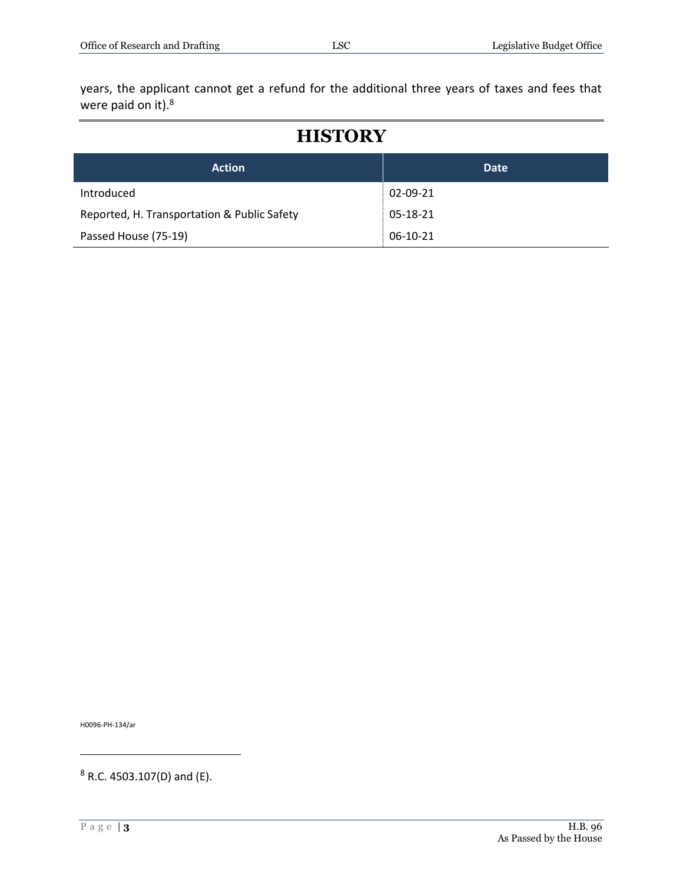years, the applicant cannot get a refund for the additional three years of taxes and fees that were paid on it).[8]

# HISTORY

| Action | Date |
|---|---|
| Introduced | 02-09-21 |
| Reported, H. Transportation & Public Safety | 05-18-21 |
| Passed House (75-19) | 06-10-21 |

H0096-PH-134/ar

[8] R.C. 4503.107(D) and (E).